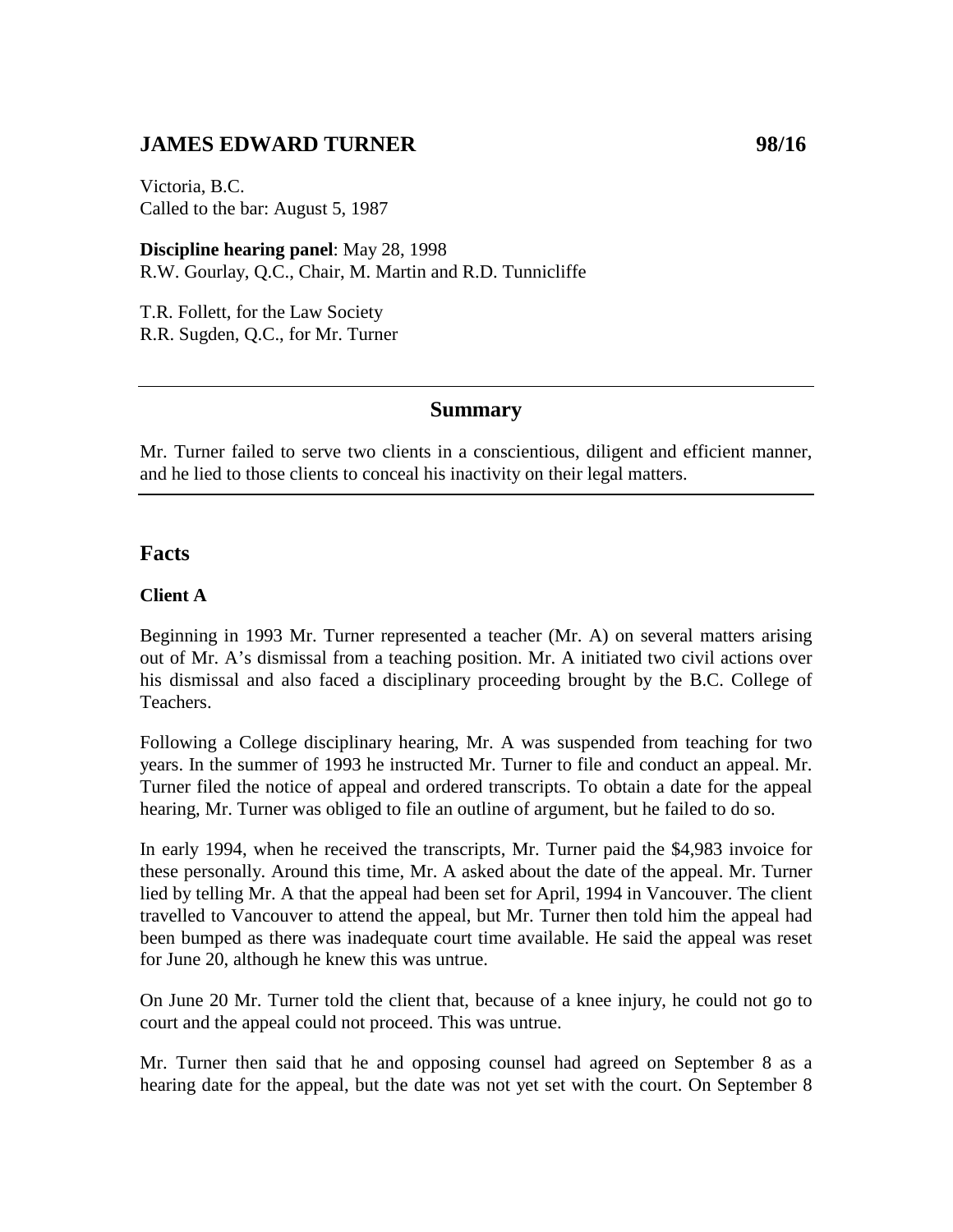# JAMES EDWARD TURNER 98/16

Victoria, B.C.
Called to the bar: August 5, 1987

**Discipline hearing panel**: May 28, 1998
R.W. Gourlay, Q.C., Chair, M. Martin and R.D. Tunnicliffe

T.R. Follett, for the Law Society
R.R. Sugden, Q.C., for Mr. Turner

---

## Summary

Mr. Turner failed to serve two clients in a conscientious, diligent and efficient manner, and he lied to those clients to conceal his inactivity on their legal matters.

---

## Facts

### Client A

Beginning in 1993 Mr. Turner represented a teacher (Mr. A) on several matters arising out of Mr. A's dismissal from a teaching position. Mr. A initiated two civil actions over his dismissal and also faced a disciplinary proceeding brought by the B.C. College of Teachers.

Following a College disciplinary hearing, Mr. A was suspended from teaching for two years. In the summer of 1993 he instructed Mr. Turner to file and conduct an appeal. Mr. Turner filed the notice of appeal and ordered transcripts. To obtain a date for the appeal hearing, Mr. Turner was obliged to file an outline of argument, but he failed to do so.

In early 1994, when he received the transcripts, Mr. Turner paid the $4,983 invoice for these personally. Around this time, Mr. A asked about the date of the appeal. Mr. Turner lied by telling Mr. A that the appeal had been set for April, 1994 in Vancouver. The client travelled to Vancouver to attend the appeal, but Mr. Turner then told him the appeal had been bumped as there was inadequate court time available. He said the appeal was reset for June 20, although he knew this was untrue.

On June 20 Mr. Turner told the client that, because of a knee injury, he could not go to court and the appeal could not proceed. This was untrue.

Mr. Turner then said that he and opposing counsel had agreed on September 8 as a hearing date for the appeal, but the date was not yet set with the court. On September 8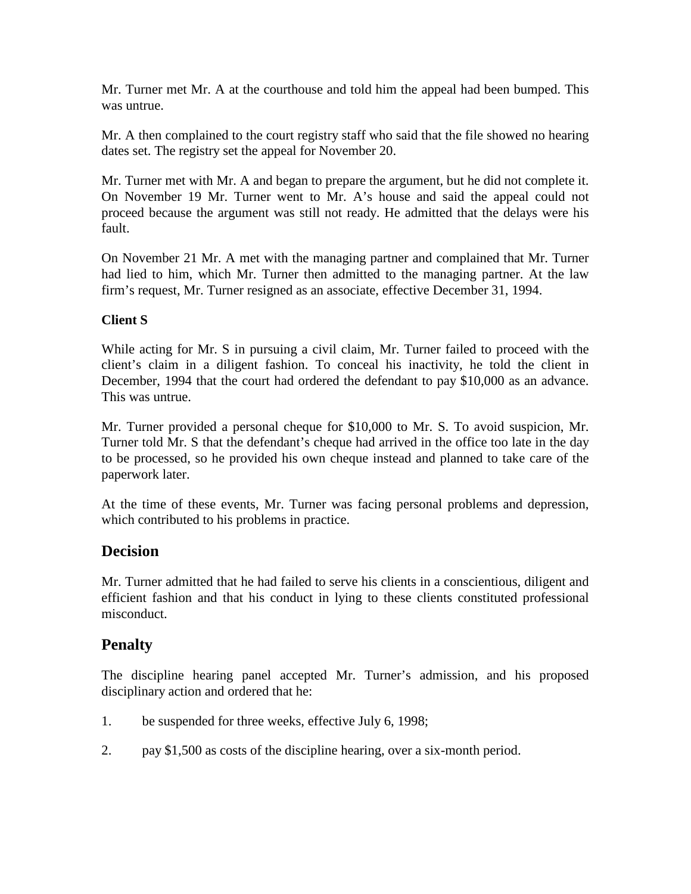Mr. Turner met Mr. A at the courthouse and told him the appeal had been bumped. This was untrue.

Mr. A then complained to the court registry staff who said that the file showed no hearing dates set. The registry set the appeal for November 20.

Mr. Turner met with Mr. A and began to prepare the argument, but he did not complete it. On November 19 Mr. Turner went to Mr. A's house and said the appeal could not proceed because the argument was still not ready. He admitted that the delays were his fault.

On November 21 Mr. A met with the managing partner and complained that Mr. Turner had lied to him, which Mr. Turner then admitted to the managing partner. At the law firm's request, Mr. Turner resigned as an associate, effective December 31, 1994.

**Client S**

While acting for Mr. S in pursuing a civil claim, Mr. Turner failed to proceed with the client's claim in a diligent fashion. To conceal his inactivity, he told the client in December, 1994 that the court had ordered the defendant to pay $10,000 as an advance. This was untrue.

Mr. Turner provided a personal cheque for $10,000 to Mr. S. To avoid suspicion, Mr. Turner told Mr. S that the defendant's cheque had arrived in the office too late in the day to be processed, so he provided his own cheque instead and planned to take care of the paperwork later.

At the time of these events, Mr. Turner was facing personal problems and depression, which contributed to his problems in practice.

## Decision

Mr. Turner admitted that he had failed to serve his clients in a conscientious, diligent and efficient fashion and that his conduct in lying to these clients constituted professional misconduct.

## Penalty

The discipline hearing panel accepted Mr. Turner's admission, and his proposed disciplinary action and ordered that he:

1. be suspended for three weeks, effective July 6, 1998;
2. pay $1,500 as costs of the discipline hearing, over a six-month period.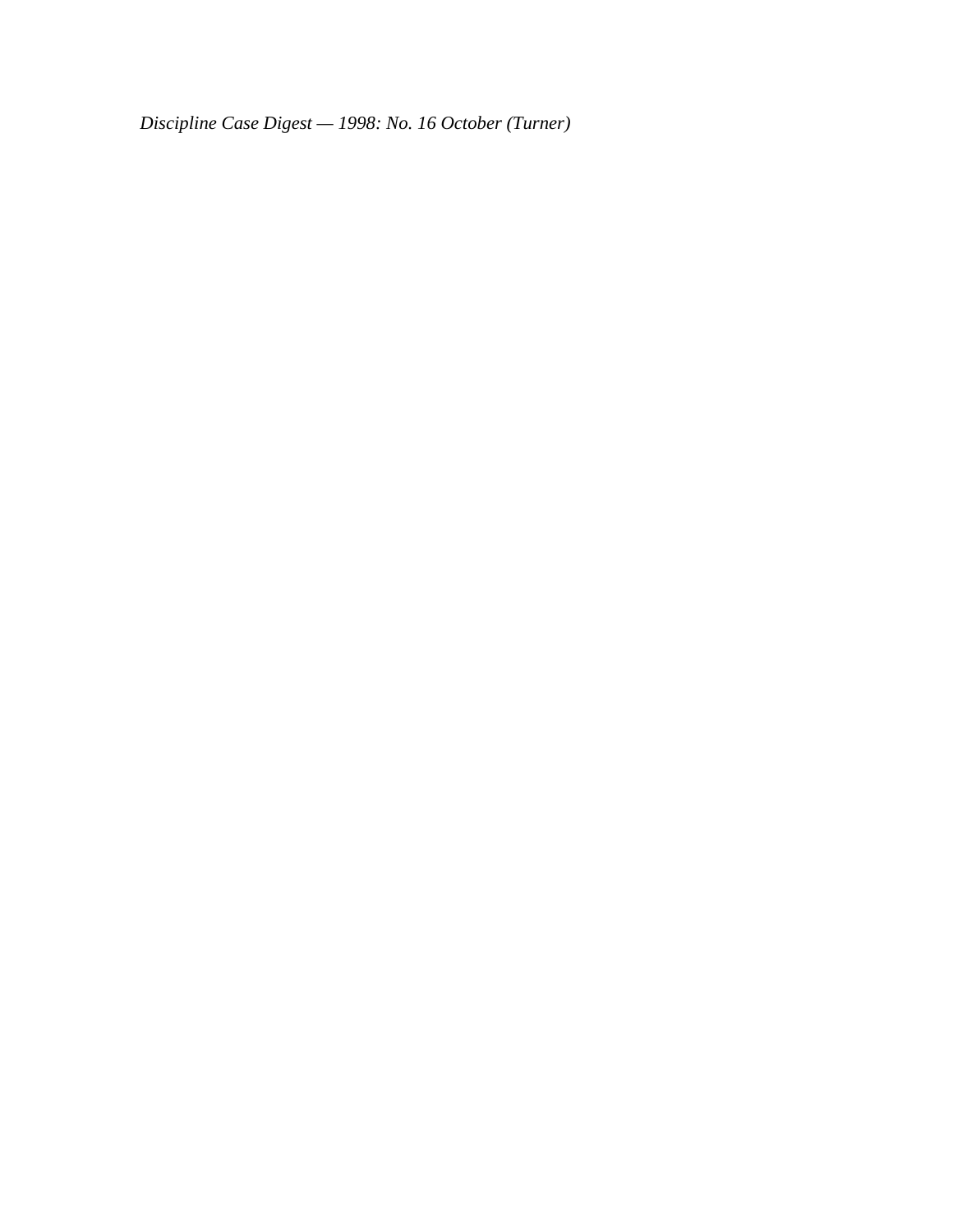*Discipline Case Digest — 1998: No. 16 October (Turner)*